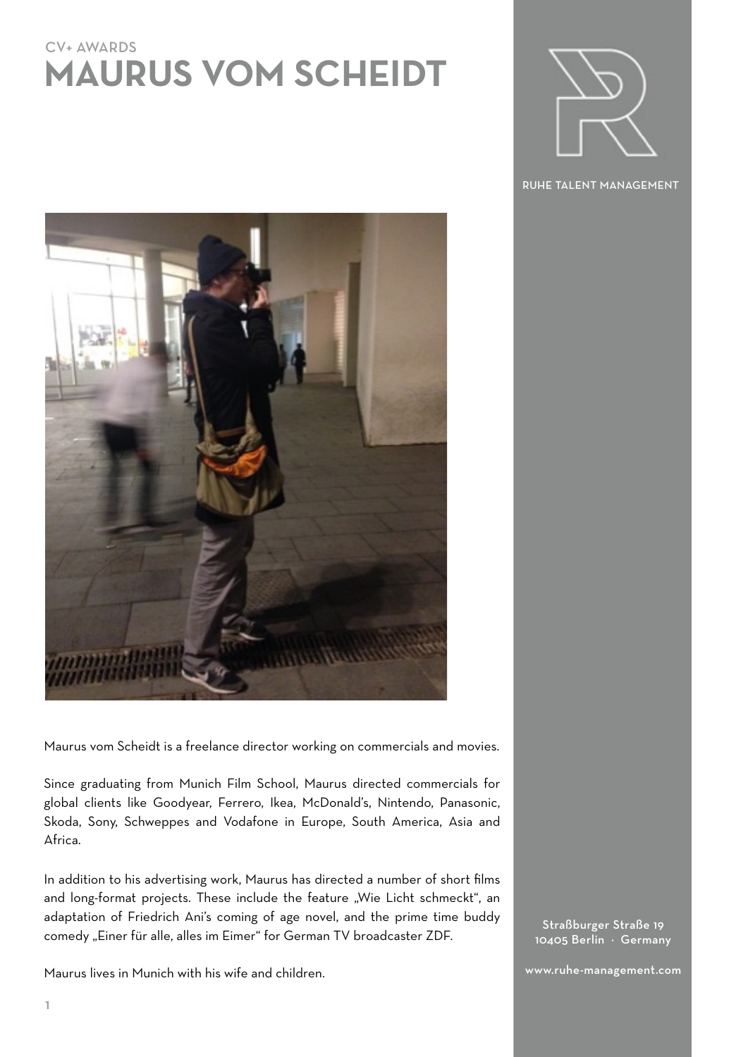CV+ AWARDS

# MAURUS VOM SCHEIDT

RUHE TALENT MANAGEMENT

Maurus vom Scheidt is a freelance director working on commercials and movies.

Since graduating from Munich Film School, Maurus directed commercials for global clients like Goodyear, Ferrero, Ikea, McDonald's, Nintendo, Panasonic, Skoda, Sony, Schweppes and Vodafone in Europe, South America, Asia and Africa.

In addition to his advertising work, Maurus has directed a number of short films and long-format projects. These include the feature „Wie Licht schmeckt", an adaptation of Friedrich Ani's coming of age novel, and the prime time buddy comedy „Einer für alle, alles im Eimer" for German TV broadcaster ZDF.

Maurus lives in Munich with his wife and children.

Straßburger Straße 19
10405 Berlin · Germany

www.ruhe-management.com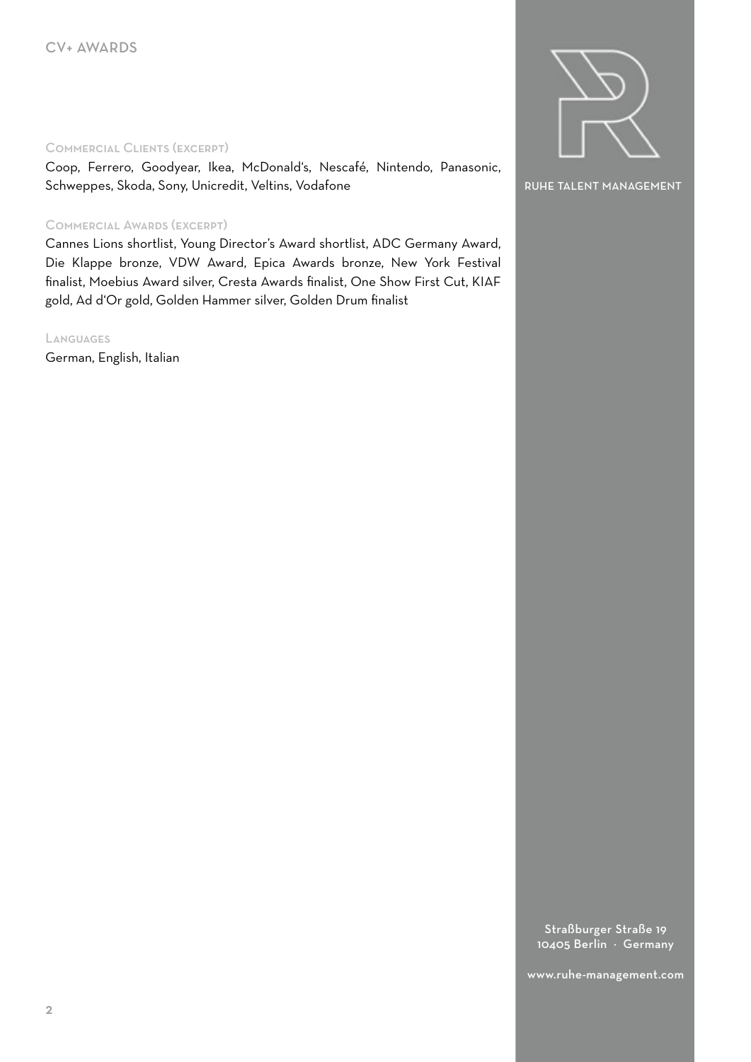## CV+ AWARDS

### Commercial Clients (excerpt)

Coop, Ferrero, Goodyear, Ikea, McDonald's, Nescafé, Nintendo, Panasonic, Schweppes, Skoda, Sony, Unicredit, Veltins, Vodafone

### Commercial Awards (excerpt)

Cannes Lions shortlist, Young Director's Award shortlist, ADC Germany Award, Die Klappe bronze, VDW Award, Epica Awards bronze, New York Festival finalist, Moebius Award silver, Cresta Awards finalist, One Show First Cut, KIAF gold, Ad d'Or gold, Golden Hammer silver, Golden Drum finalist

### Languages

German, English, Italian

RUHE TALENT MANAGEMENT

Straßburger Straße 19
10405 Berlin · Germany

www.ruhe-management.com